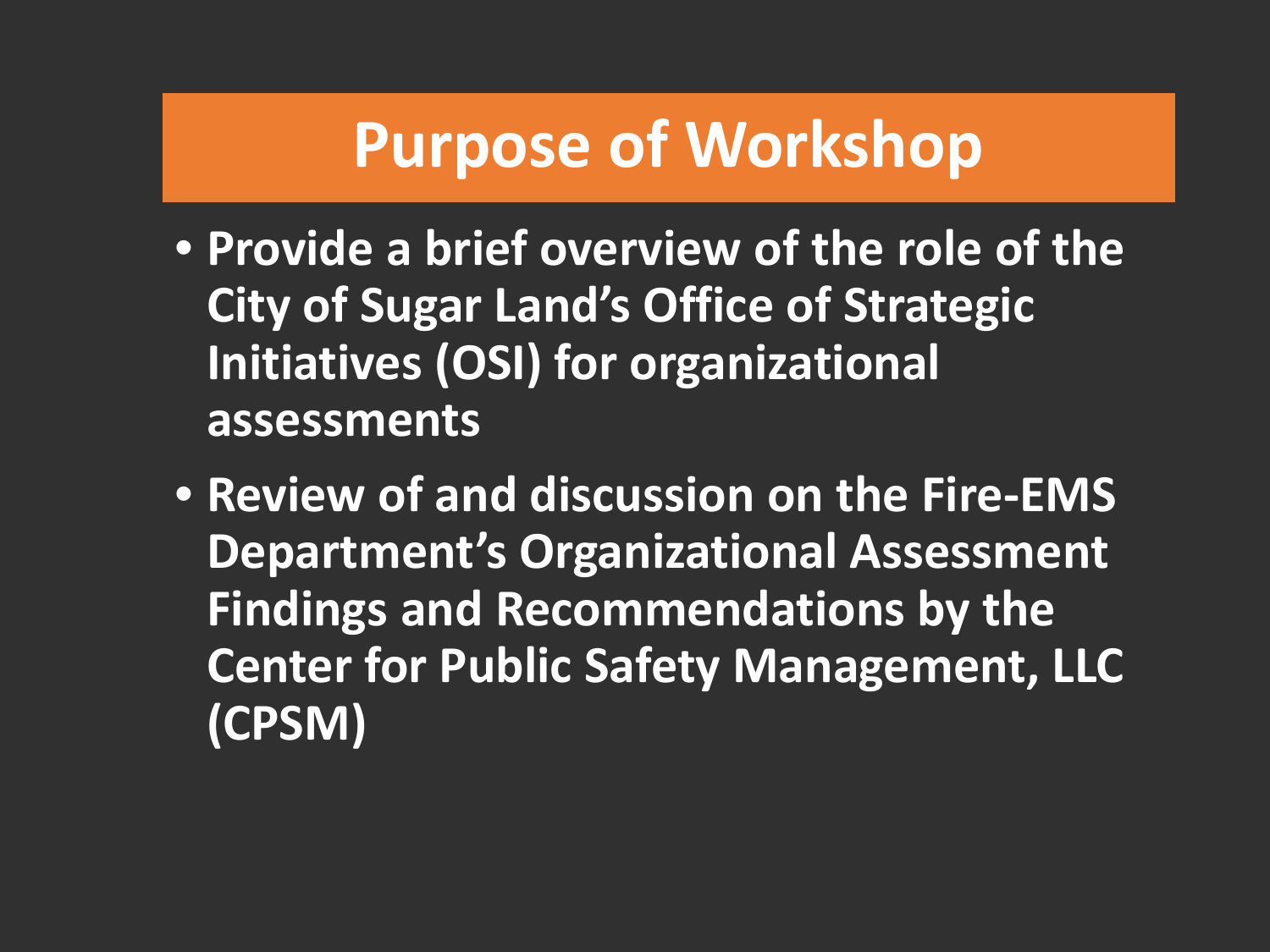# Purpose of Workshop

- Provide a brief overview of the role of the City of Sugar Land's Office of Strategic Initiatives (OSI) for organizational assessments
- Review of and discussion on the Fire-EMS Department's Organizational Assessment Findings and Recommendations by the Center for Public Safety Management, LLC (CPSM)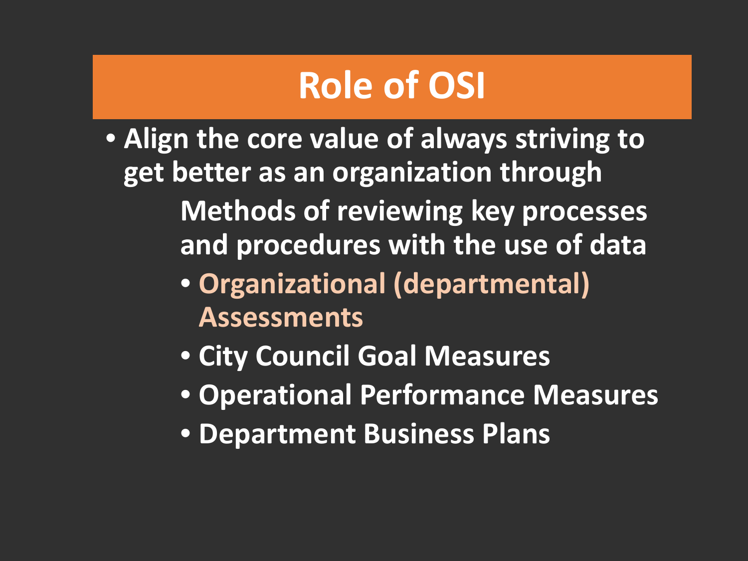# Role of OSI

- Align the core value of always striving to get better as an organization through

  Methods of reviewing key processes and procedures with the use of data

  - Organizational (departmental) Assessments
  - City Council Goal Measures
  - Operational Performance Measures
  - Department Business Plans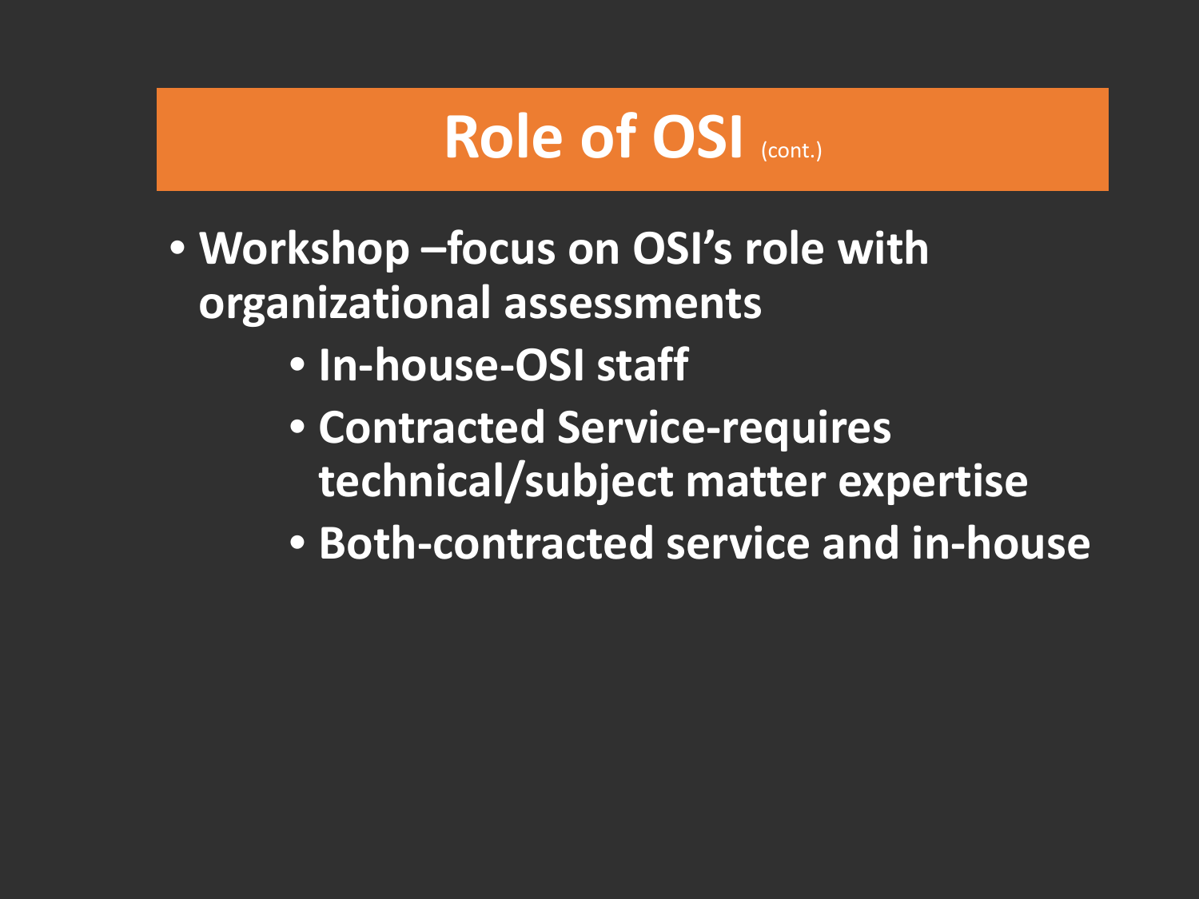# Role of OSI (cont.)

- **Workshop –focus on OSI's role with organizational assessments**
    - **In-house-OSI staff**
    - **Contracted Service-requires technical/subject matter expertise**
    - **Both-contracted service and in-house**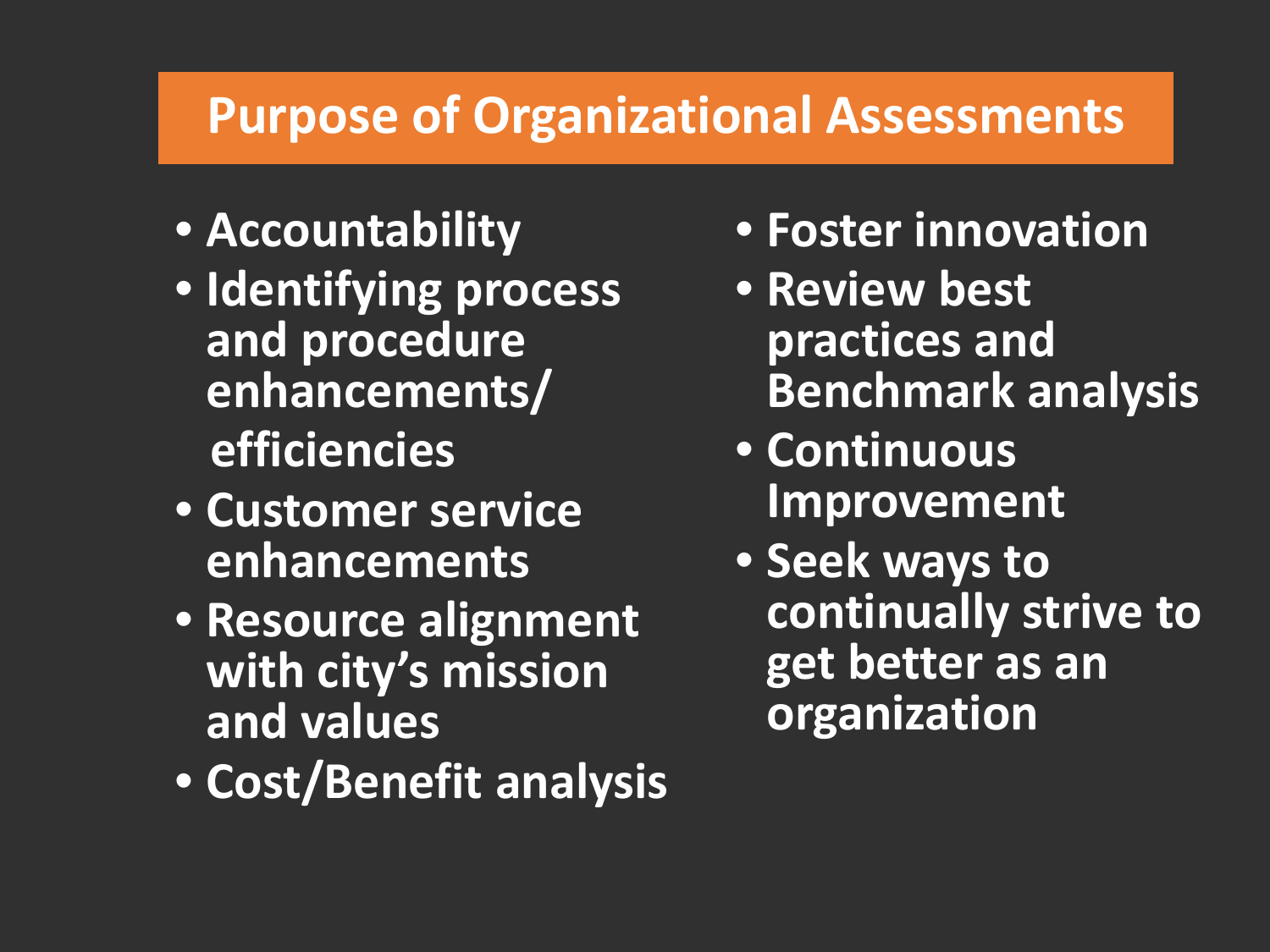# Purpose of Organizational Assessments

- Accountability
- Identifying process and procedure enhancements/ efficiencies
- Customer service enhancements
- Resource alignment with city's mission and values
- Cost/Benefit analysis
- Foster innovation
- Review best practices and Benchmark analysis
- Continuous Improvement
- Seek ways to continually strive to get better as an organization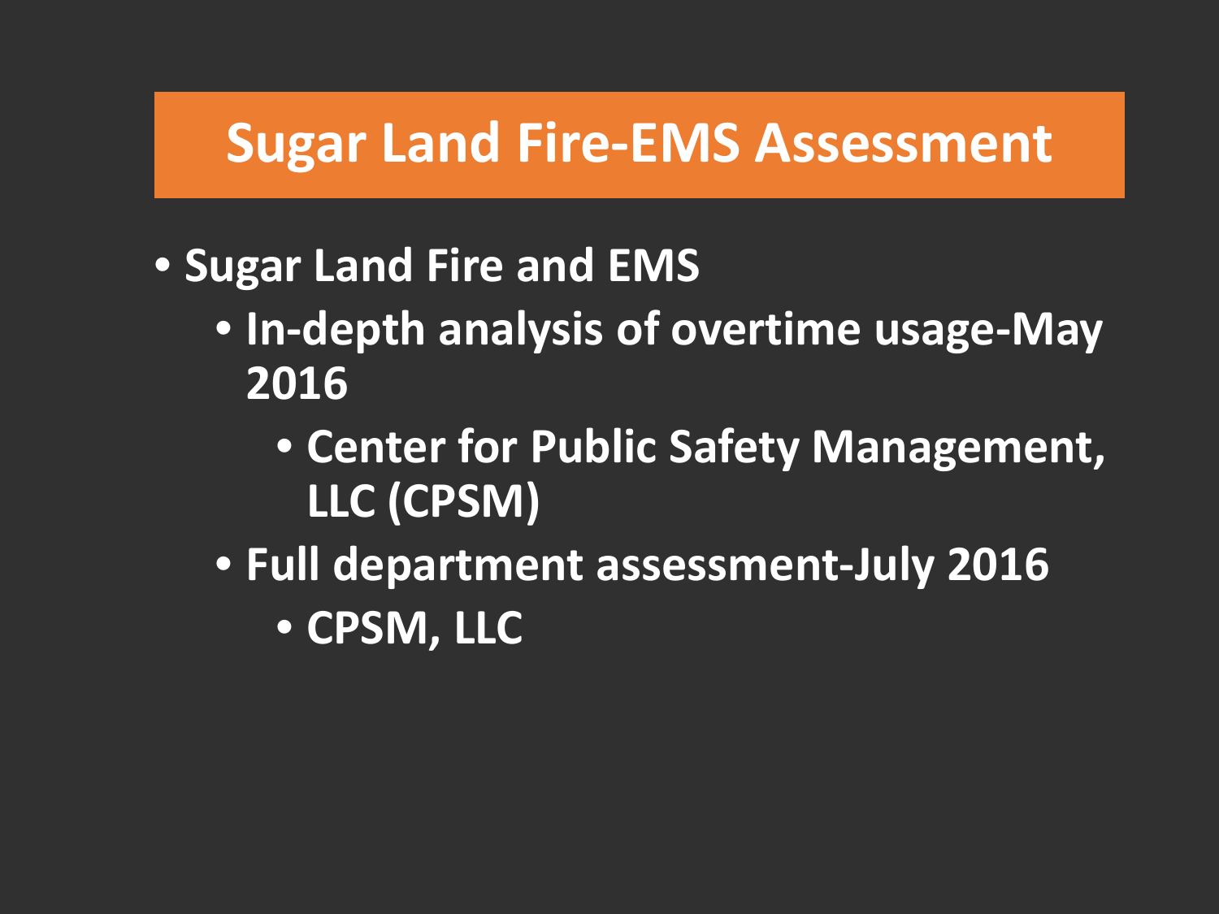# Sugar Land Fire-EMS Assessment

- Sugar Land Fire and EMS
  - In-depth analysis of overtime usage-May 2016
    - Center for Public Safety Management, LLC (CPSM)
  - Full department assessment-July 2016
    - CPSM, LLC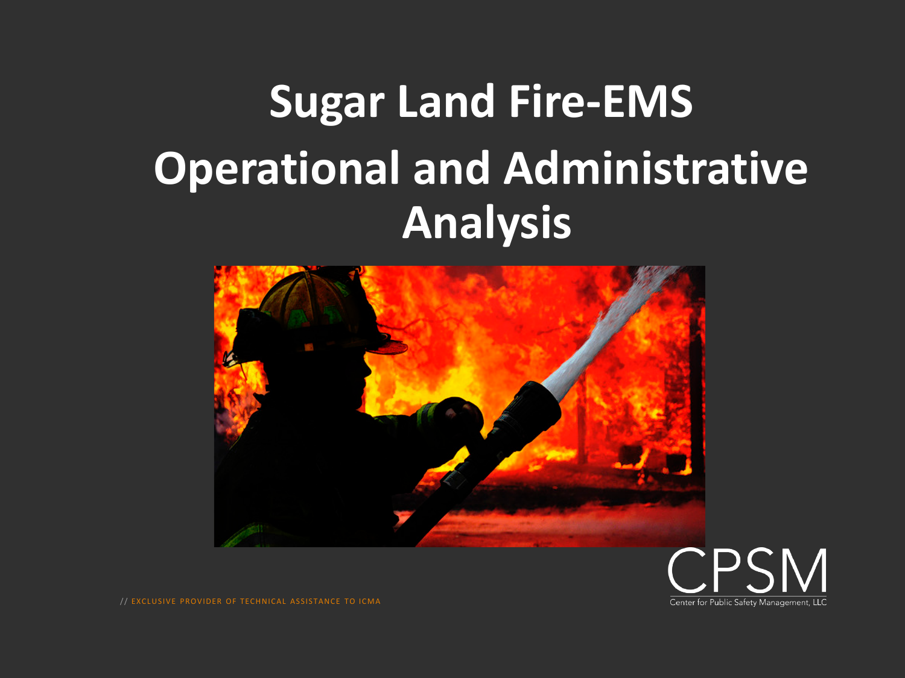# Sugar Land Fire-EMS Operational and Administrative Analysis

// EXCLUSIVE PROVIDER OF TECHNICAL ASSISTANCE TO ICMA

CPSM

Center for Public Safety Management, LLC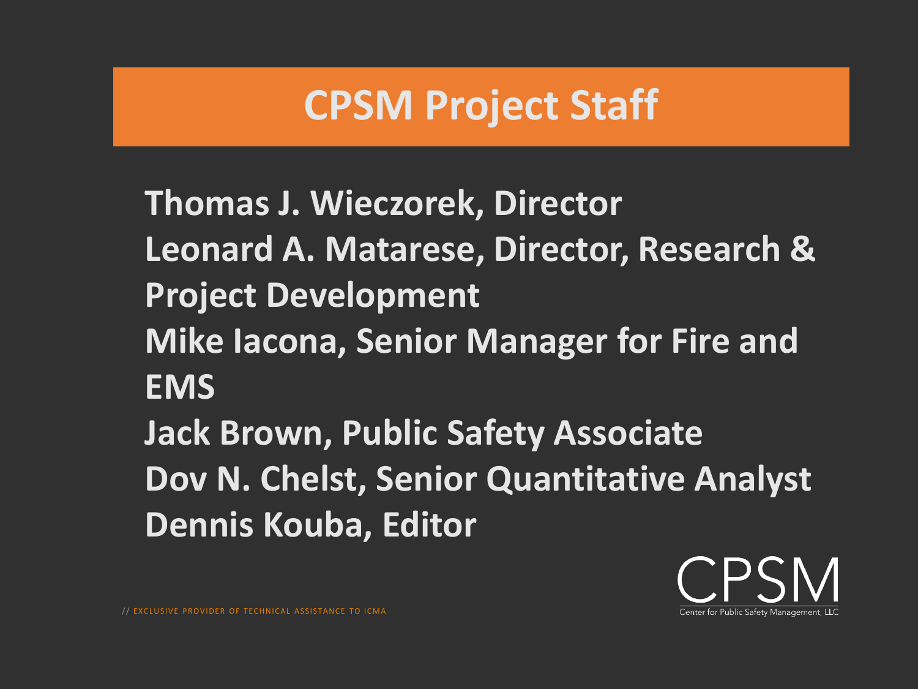# CPSM Project Staff

**Thomas J. Wieczorek, Director**
**Leonard A. Matarese, Director, Research & Project Development**
**Mike Iacona, Senior Manager for Fire and EMS**
**Jack Brown, Public Safety Associate**
**Dov N. Chelst, Senior Quantitative Analyst**
**Dennis Kouba, Editor**

CPSM
Center for Public Safety Management, LLC

// EXCLUSIVE PROVIDER OF TECHNICAL ASSISTANCE TO ICMA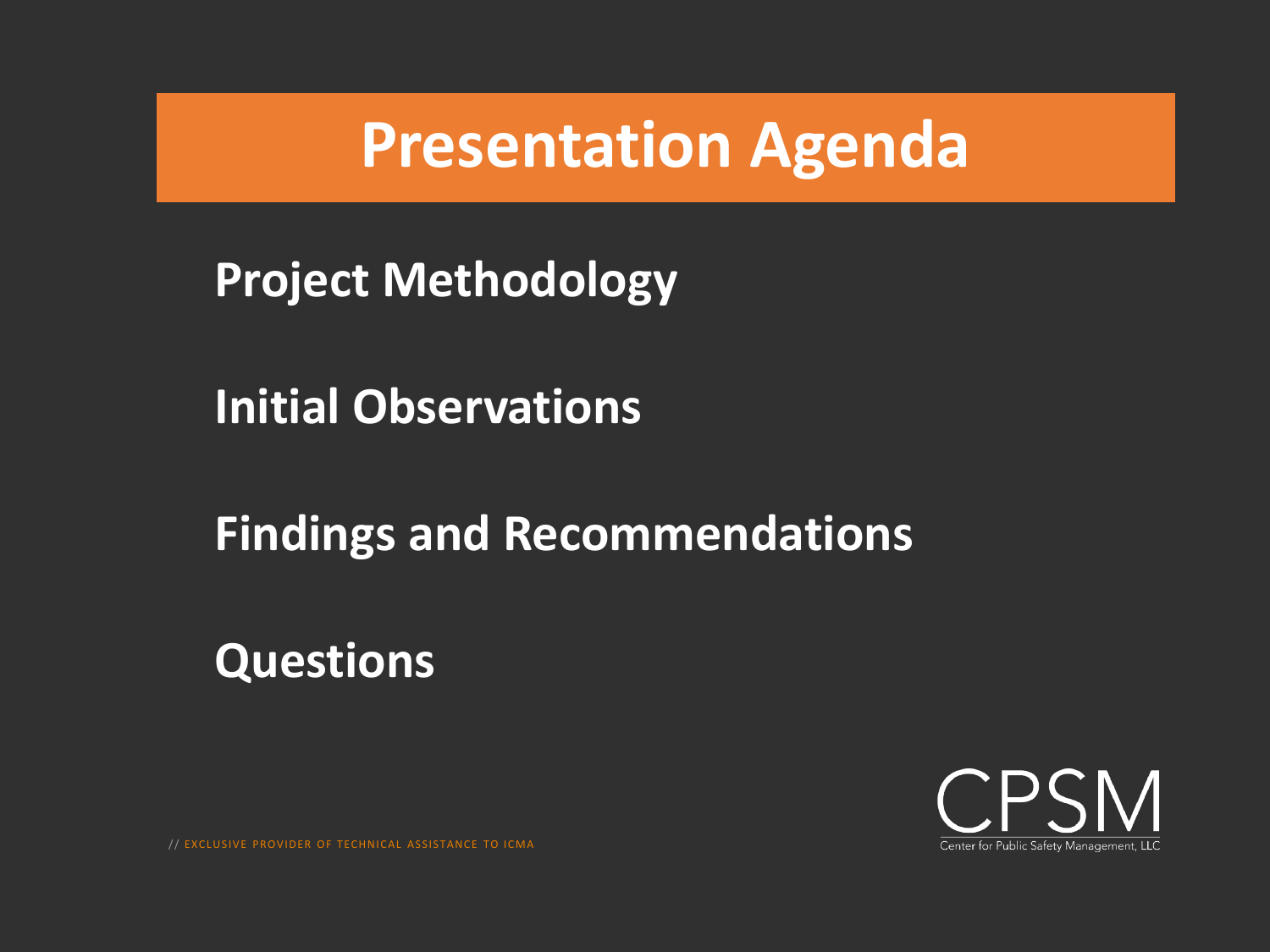# Presentation Agenda

**Project Methodology**

**Initial Observations**

**Findings and Recommendations**

**Questions**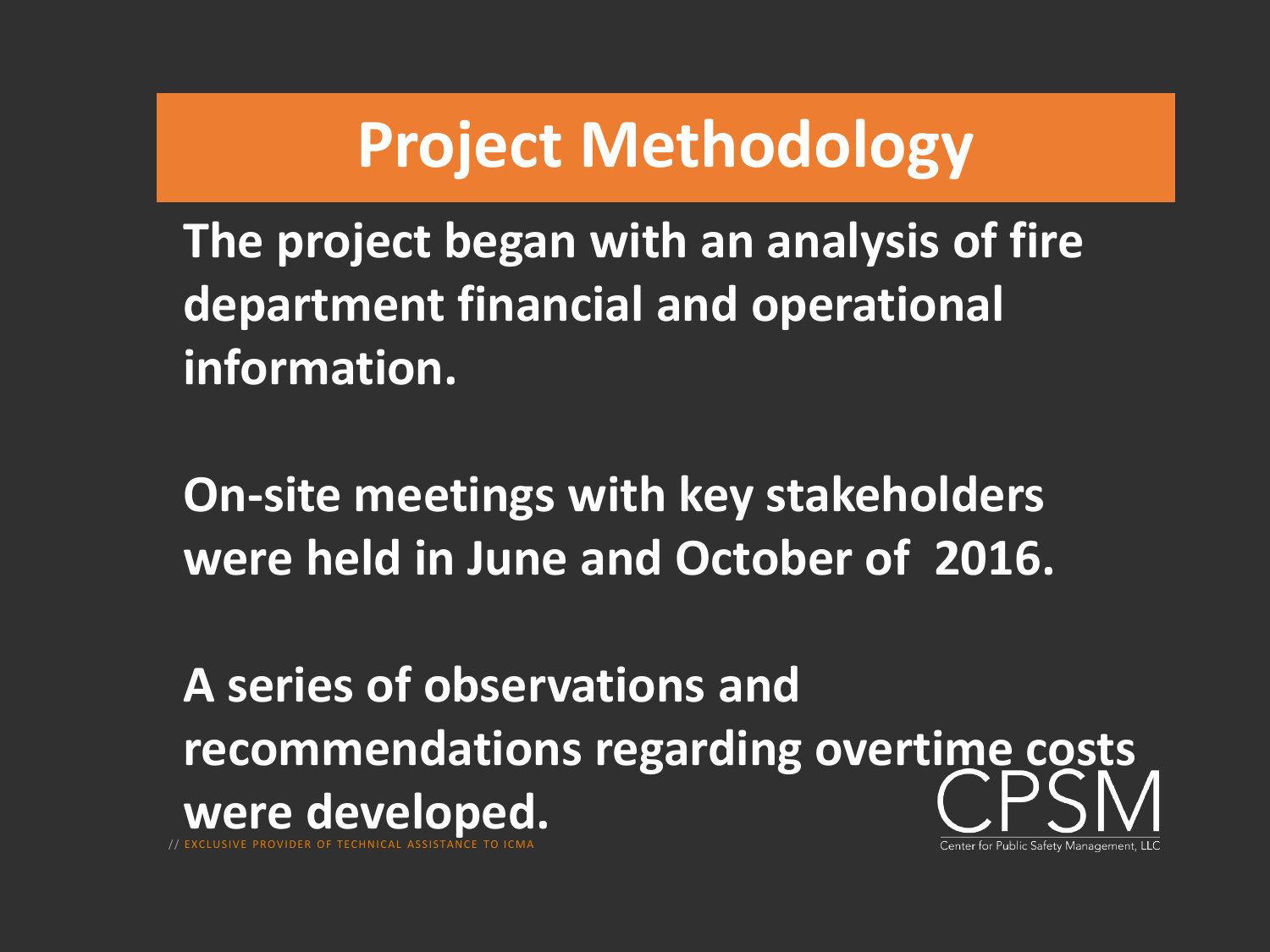# Project Methodology

**The project began with an analysis of fire department financial and operational information.**

**On-site meetings with key stakeholders were held in June and October of 2016.**

**A series of observations and recommendations regarding overtime costs were developed.**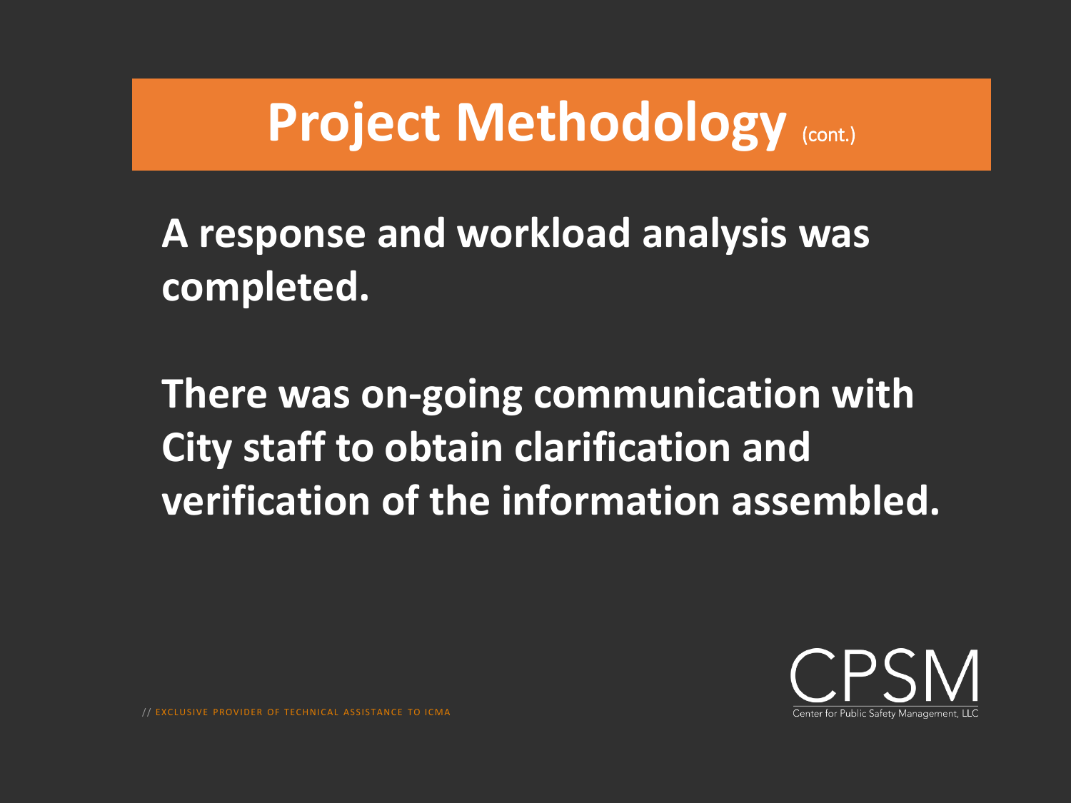# Project Methodology (cont.)

**A response and workload analysis was completed.**

**There was on-going communication with City staff to obtain clarification and verification of the information assembled.**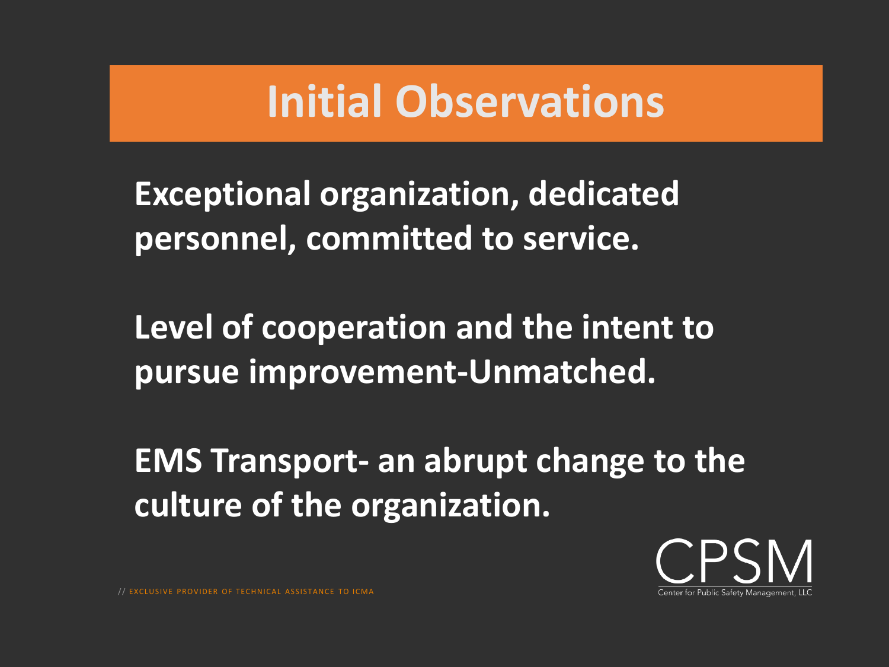# Initial Observations

**Exceptional organization, dedicated personnel, committed to service.**

**Level of cooperation and the intent to pursue improvement-Unmatched.**

**EMS Transport- an abrupt change to the culture of the organization.**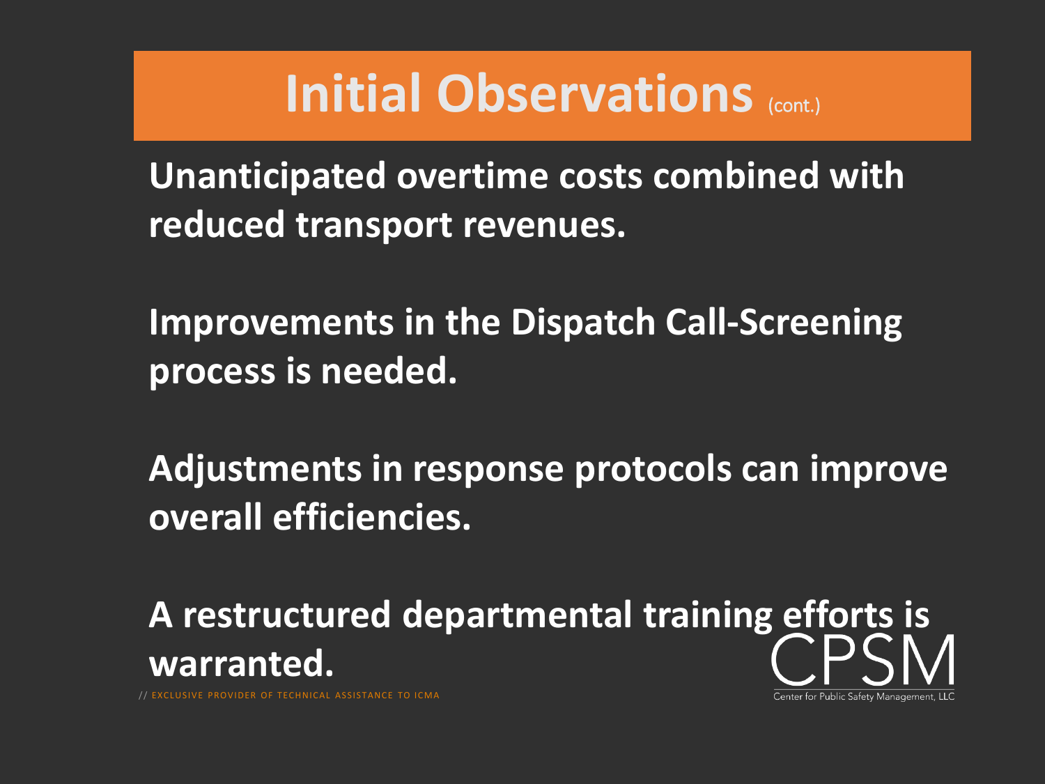# Initial Observations (cont.)

**Unanticipated overtime costs combined with reduced transport revenues.**

**Improvements in the Dispatch Call-Screening process is needed.**

**Adjustments in response protocols can improve overall efficiencies.**

**A restructured departmental training efforts is warranted.**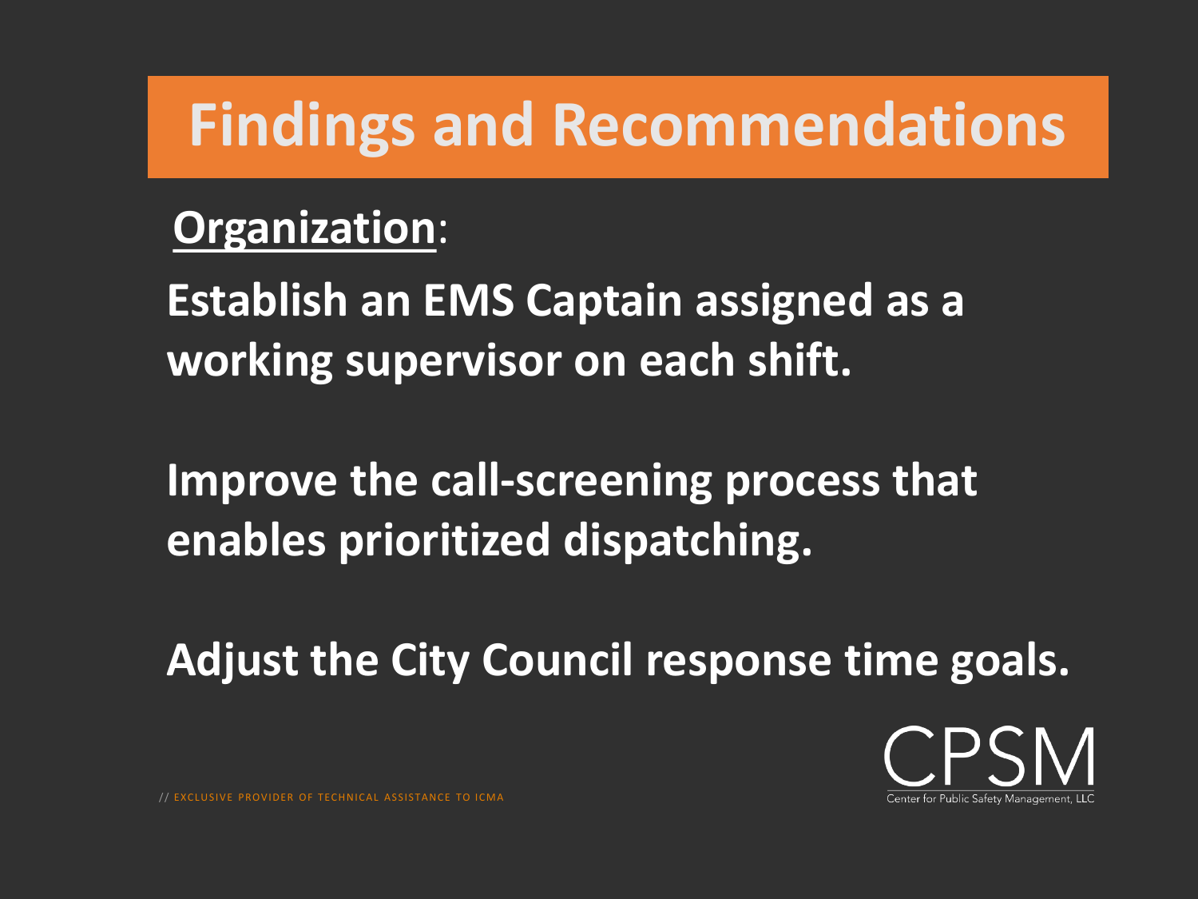# Findings and Recommendations

**<u>Organization</u>**:

**Establish an EMS Captain assigned as a working supervisor on each shift.**

**Improve the call-screening process that enables prioritized dispatching.**

**Adjust the City Council response time goals.**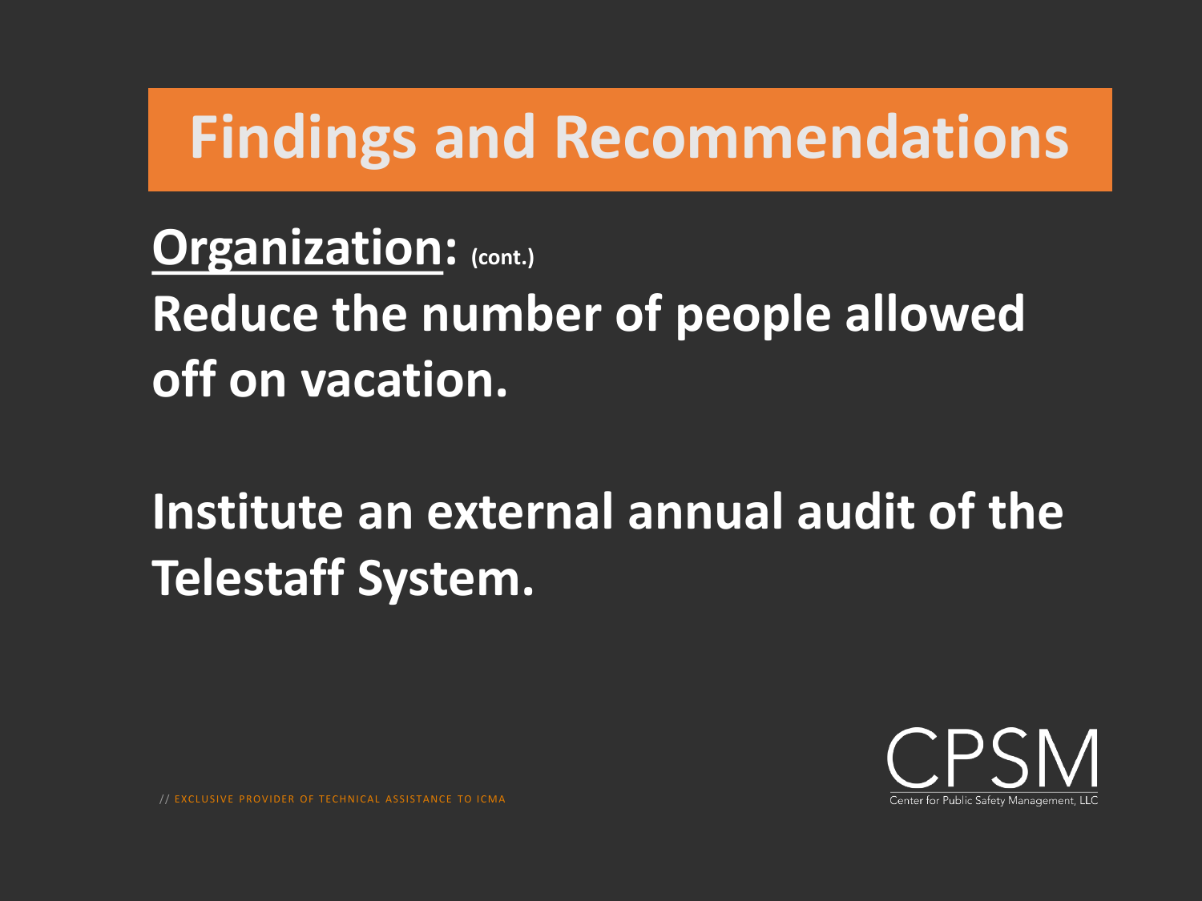# Findings and Recommendations

**Organization: (cont.)**

**Reduce the number of people allowed off on vacation.**

**Institute an external annual audit of the Telestaff System.**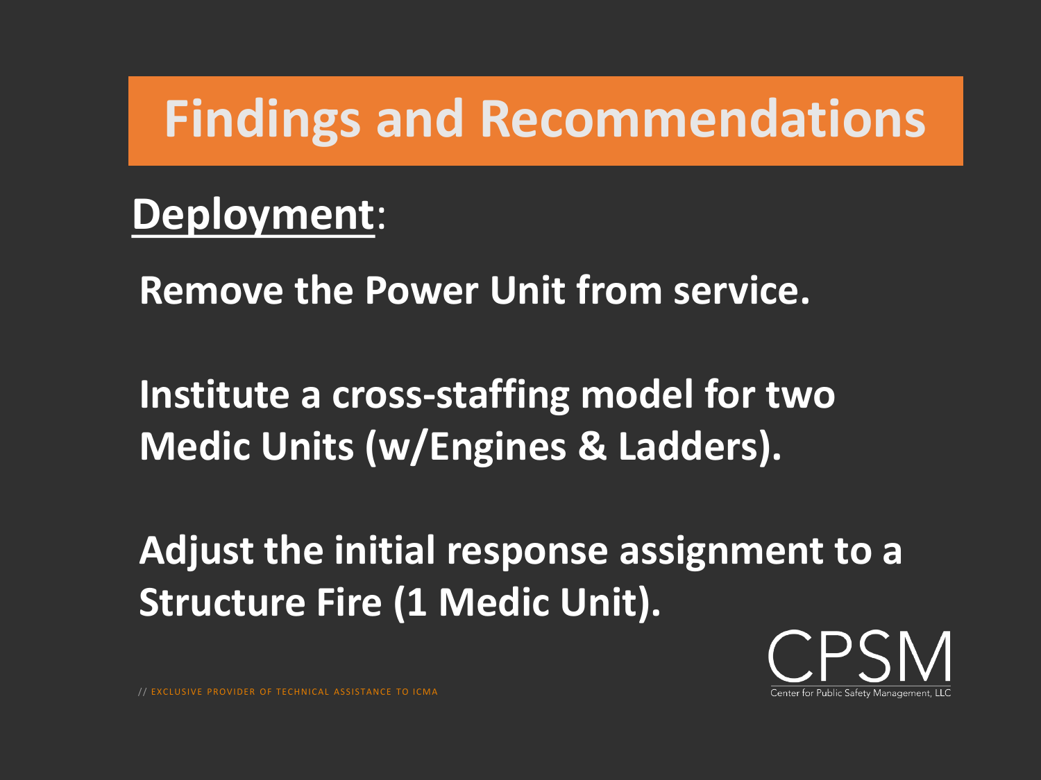# Findings and Recommendations

## Deployment:

**Remove the Power Unit from service.**

**Institute a cross-staffing model for two Medic Units (w/Engines & Ladders).**

**Adjust the initial response assignment to a Structure Fire (1 Medic Unit).**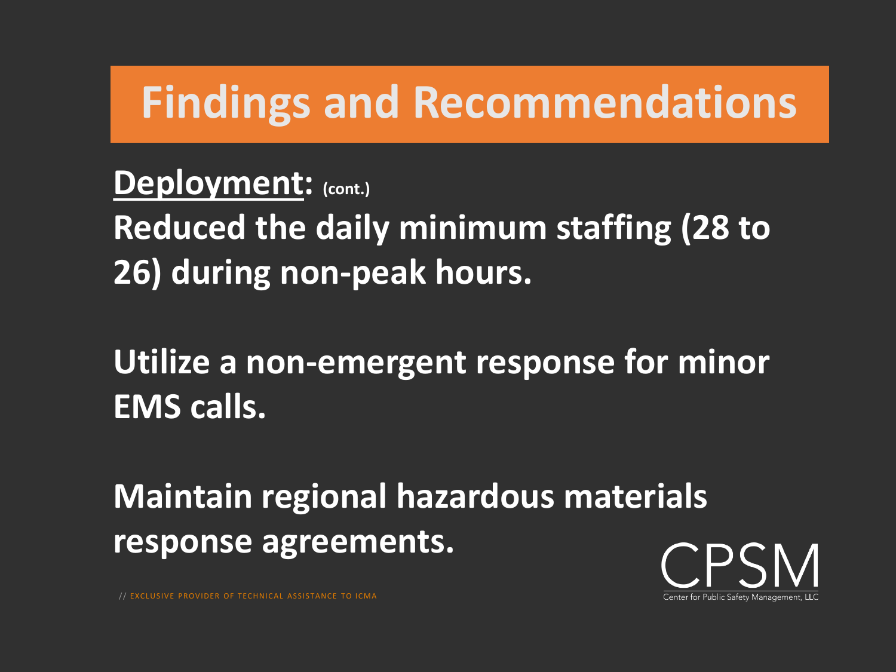# Findings and Recommendations

**Deployment:** (cont.)

**Reduced the daily minimum staffing (28 to 26) during non-peak hours.**

**Utilize a non-emergent response for minor EMS calls.**

**Maintain regional hazardous materials response agreements.**

CPSM
Center for Public Safety Management, LLC

// EXCLUSIVE PROVIDER OF TECHNICAL ASSISTANCE TO ICMA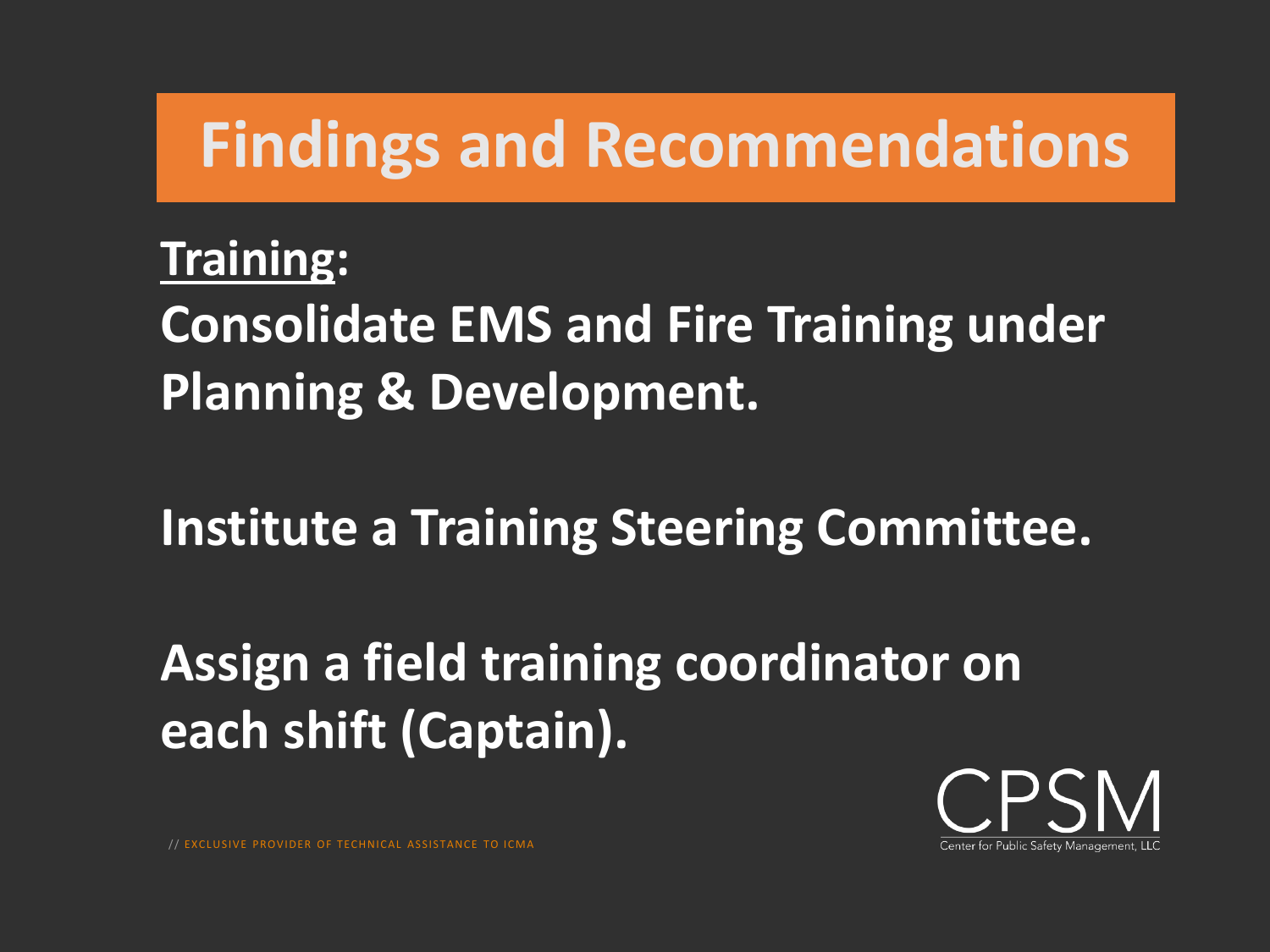# Findings and Recommendations

**Training:**

**Consolidate EMS and Fire Training under Planning & Development.**

**Institute a Training Steering Committee.**

**Assign a field training coordinator on each shift (Captain).**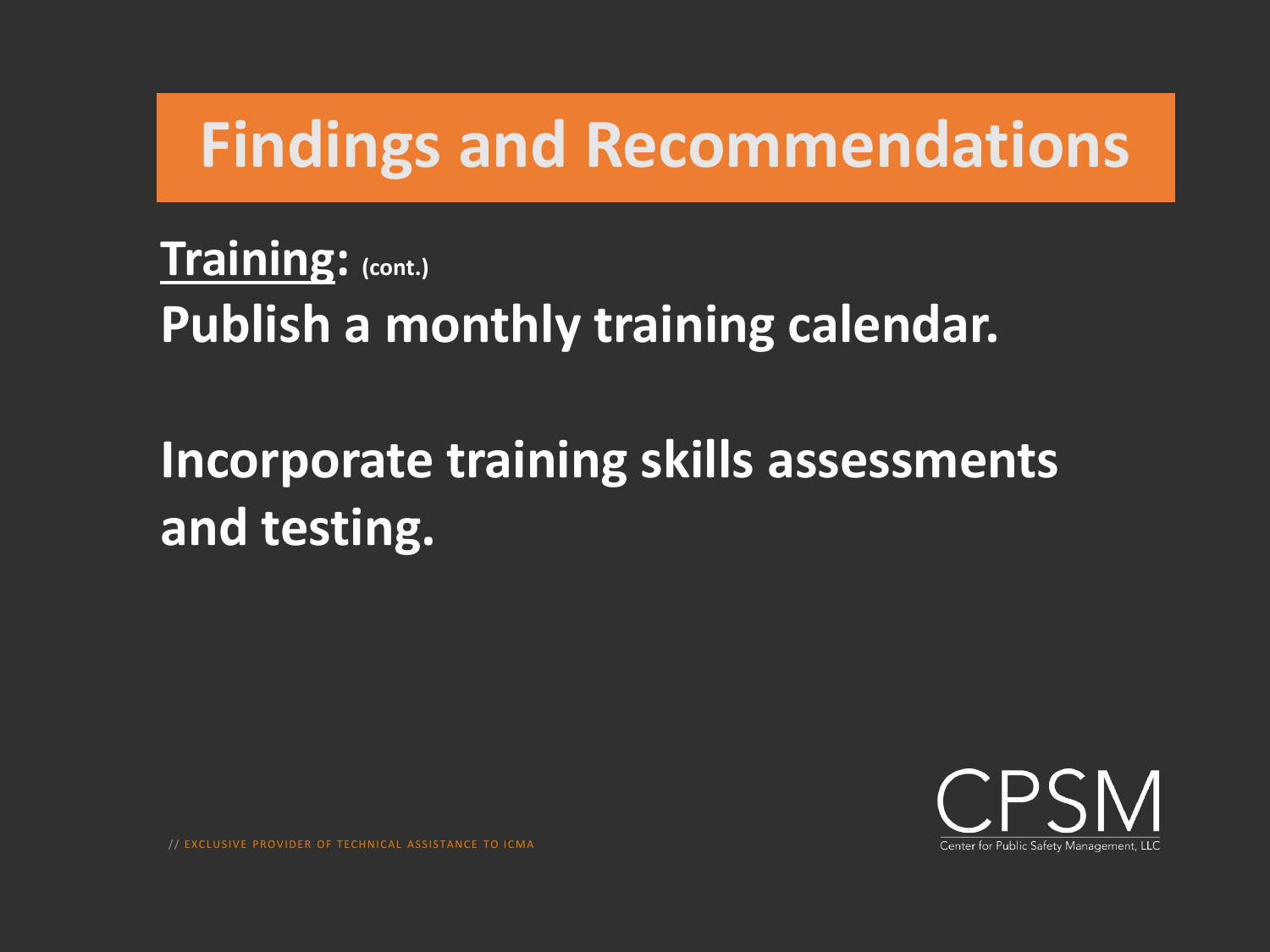# Findings and Recommendations

**Training:** **(cont.)**

**Publish a monthly training calendar.**

**Incorporate training skills assessments and testing.**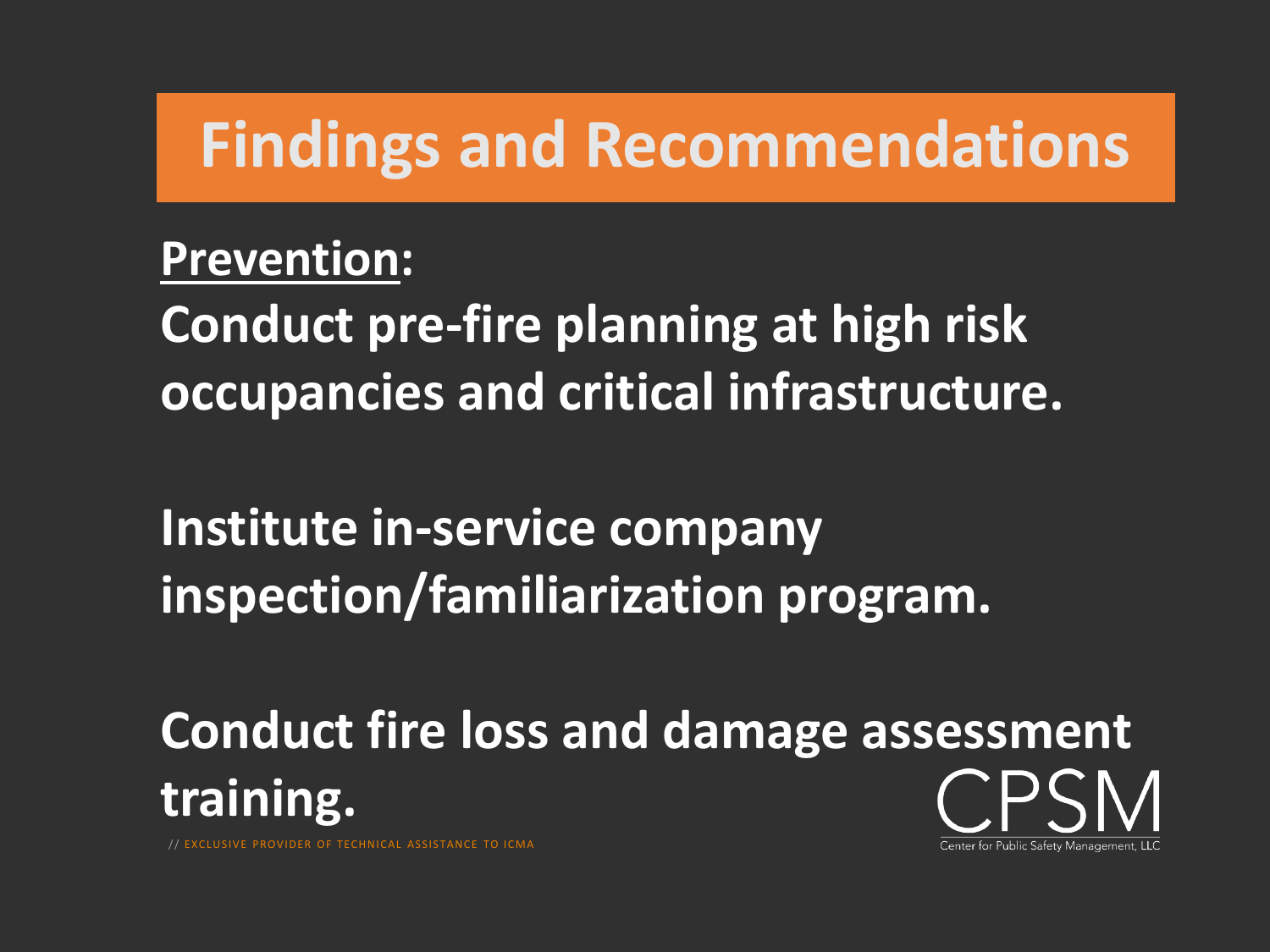# Findings and Recommendations

**Prevention:**

**Conduct pre-fire planning at high risk occupancies and critical infrastructure.**

**Institute in-service company inspection/familiarization program.**

**Conduct fire loss and damage assessment training.**

// EXCLUSIVE PROVIDER OF TECHNICAL ASSISTANCE TO ICMA

CPSM

Center for Public Safety Management, LLC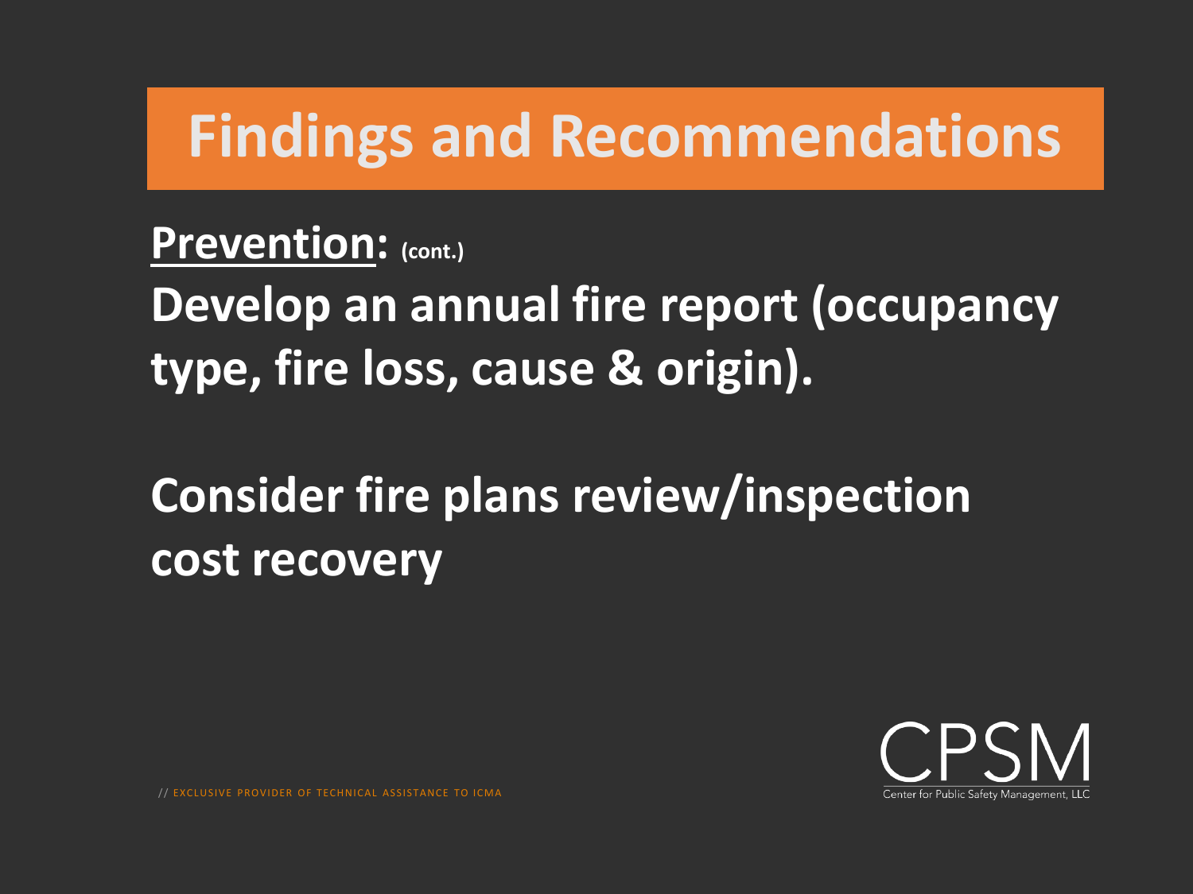# Findings and Recommendations

**Prevention: (cont.)**

**Develop an annual fire report (occupancy type, fire loss, cause & origin).**

**Consider fire plans review/inspection cost recovery**

// EXCLUSIVE PROVIDER OF TECHNICAL ASSISTANCE TO ICMA

CPSM

Center for Public Safety Management, LLC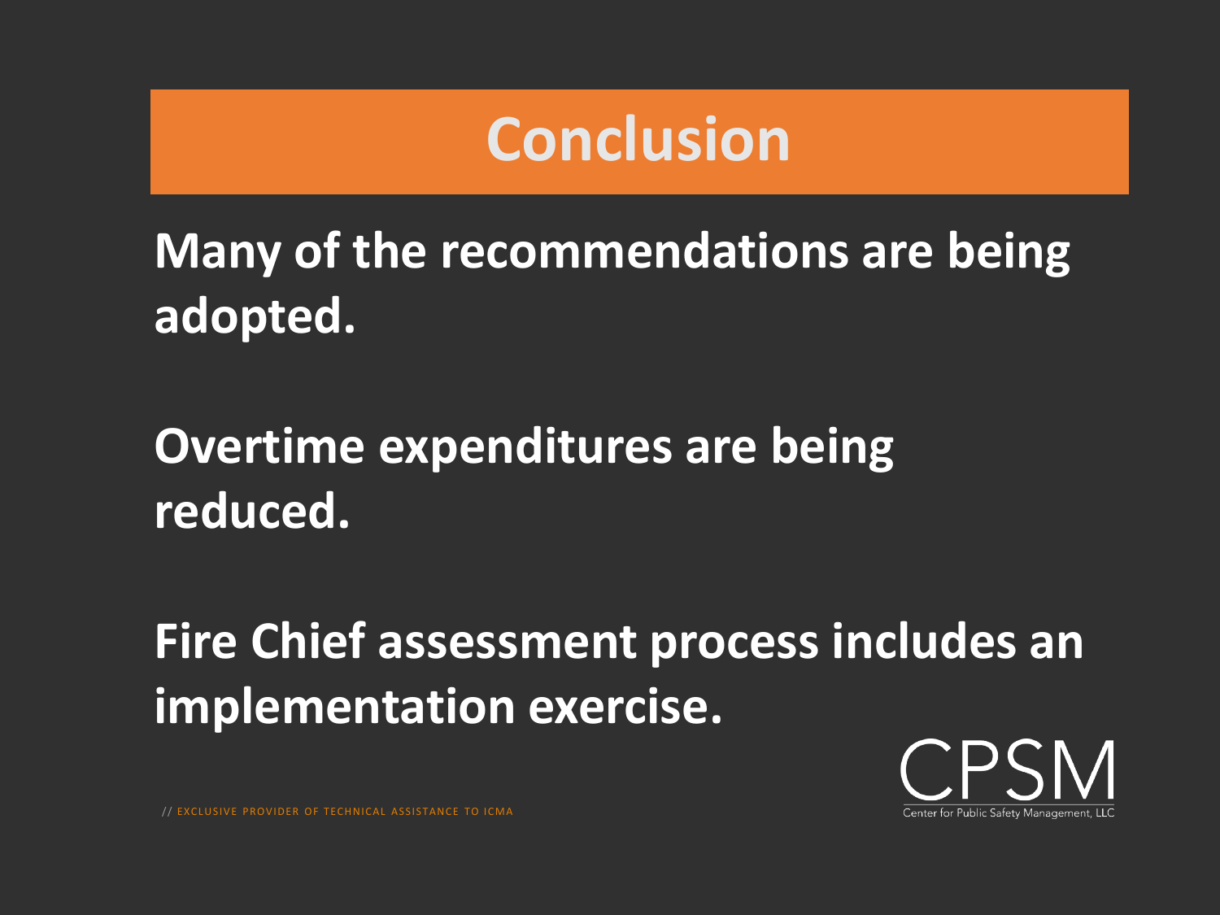# Conclusion

**Many of the recommendations are being adopted.**

**Overtime expenditures are being reduced.**

**Fire Chief assessment process includes an implementation exercise.**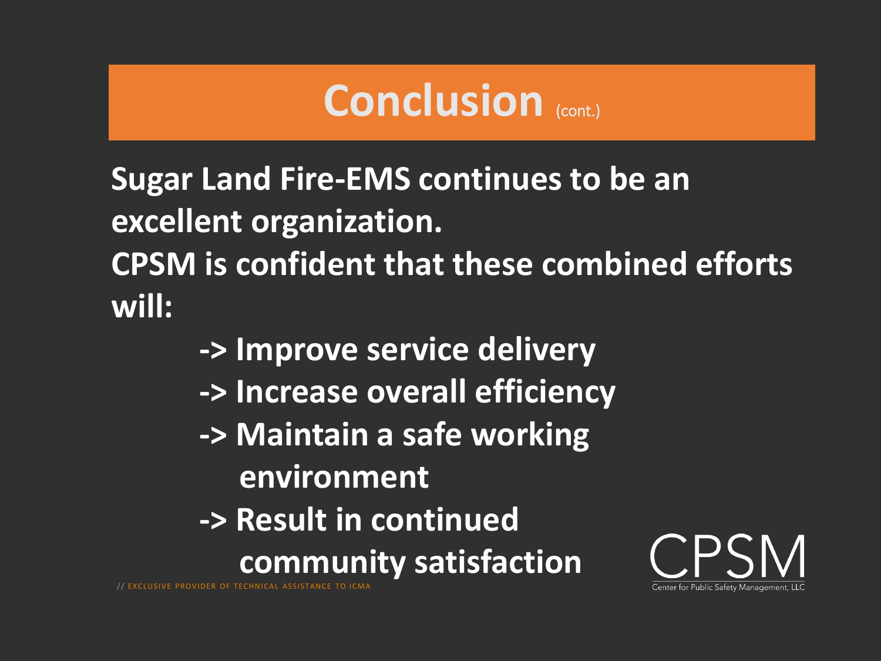# Conclusion (cont.)

**Sugar Land Fire-EMS continues to be an excellent organization.**

**CPSM is confident that these combined efforts will:**

- **-> Improve service delivery**
- **-> Increase overall efficiency**
- **-> Maintain a safe working environment**
- **-> Result in continued community satisfaction**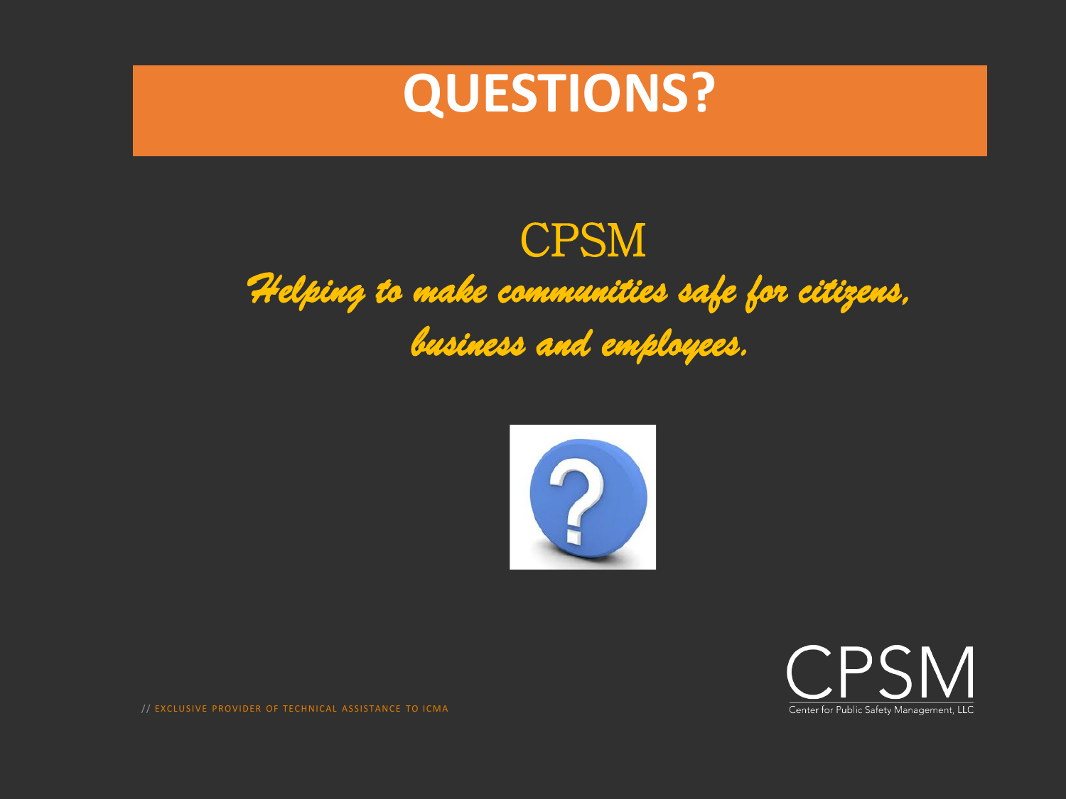# QUESTIONS?

CPSM

*Helping to make communities safe for citizens, business and employees.*

// EXCLUSIVE PROVIDER OF TECHNICAL ASSISTANCE TO ICMA

CPSM
Center for Public Safety Management, LLC